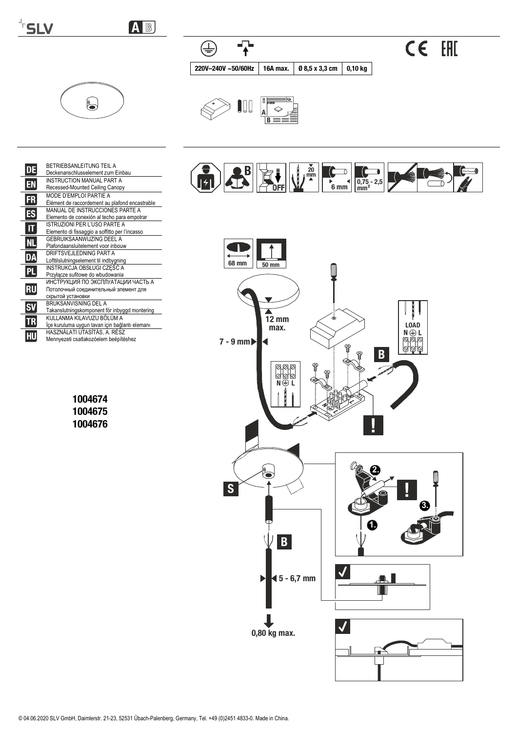SLV

A B

| 220V–240V ~50/60Hz | 16A max. | Ø 8,5 x 3,3 cm | 0,10 kg |
|---|---|---|---|

| | |
|---|---|
| DE | BETRIEBSANLEITUNG TEIL A<br>Deckenanschlusselement zum Einbau |
| EN | INSTRUCTION MANUAL PART A<br>Recessed-Mounted Ceiling Canopy |
| FR | MODE D'EMPLOI PARTIE A<br>Élément de raccordement au plafond encastrable |
| ES | MANUAL DE INSTRUCCIONES PARTE A<br>Elemento de conexión al techo para empotrar |
| IT | ISTRUZIONI PER L'USO PARTE A<br>Elemento di fissaggio a soffitto per l'incasso |
| NL | GEBRUIKSAANWIJZING DEEL A<br>Plafondaansluitelement voor inbouw |
| DA | DRIFTSVEJLEDNING PART A<br>Lofttilslutningselement til indbygning |
| PL | INSTRUKCJA OBSŁUGI CZĘŚĆ A<br>Przyłącze sufitowe do wbudowania |
| RU | ИНСТРУКЦИЯ ПО ЭКСПЛУАТАЦИИ ЧАСТЬ А<br>Потолочный соединительный элемент для скрытой установки |
| SV | BRUKSANVISNING DEL A<br>Takanslutningskomponent för inbyggd montering |
| TR | KULLANMA KILAVUZU BÖLÜM A<br>İçe kuruluma uygun tavan için bağlantı elemanı |
| HU | HASZNÁLATI UTASÍTÁS, A. RÉSZ<br>Mennyezeti csatlakozóelem beépítéshez |

**1004674**
**1004675**
**1004676**

B · OFF · 20 mm · 6 mm · 0,75 - 2,5 mm²

68 mm · 50 mm

12 mm max.

7 - 9 mm

LOAD
N ⏚ L

N ⏚ L

B

!

S

B

5 - 6,7 mm

0,80 kg max.

1. 2. 3.

© 04.06.2020 SLV GmbH, Daimlerstr. 21-23, 52531 Übach-Palenberg, Germany, Tel. +49 (0)2451 4833-0. Made in China.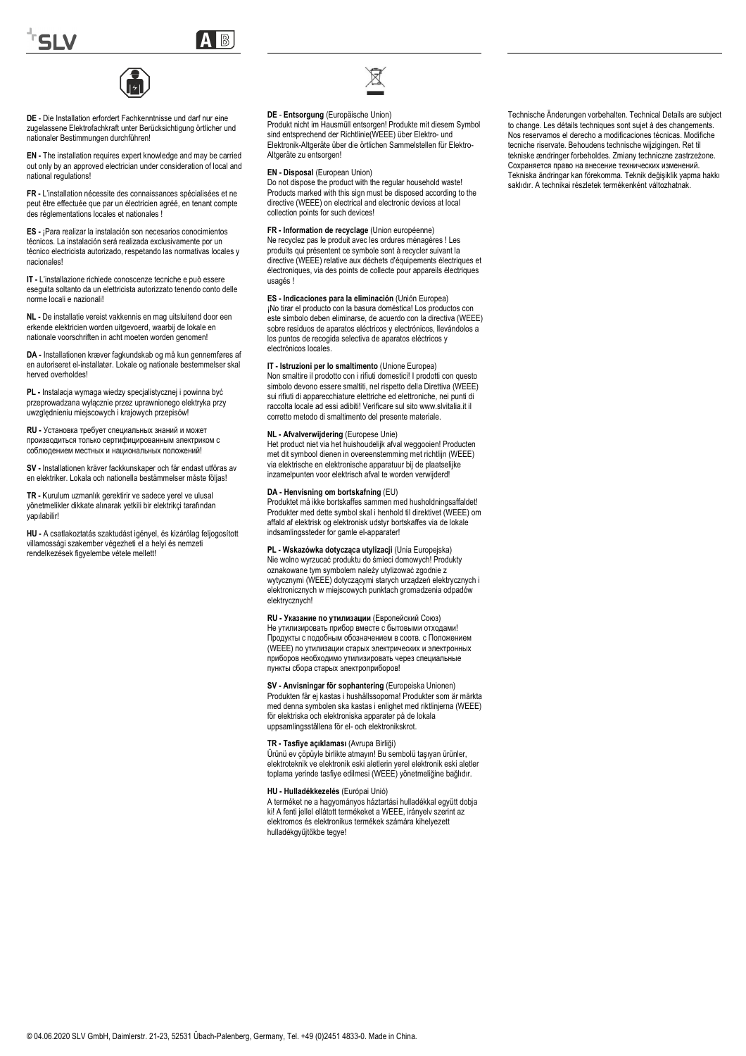**DE** - Die Installation erfordert Fachkenntnisse und darf nur eine zugelassene Elektrofachkraft unter Berücksichtigung örtlicher und nationaler Bestimmungen durchführen!

**EN -** The installation requires expert knowledge and may be carried out only by an approved electrician under consideration of local and national regulations!

**FR -** L'installation nécessite des connaissances spécialisées et ne peut être effectuée que par un électricien agréé, en tenant compte des réglementations locales et nationales !

**ES -** ¡Para realizar la instalación son necesarios conocimientos técnicos. La instalación será realizada exclusivamente por un técnico electricista autorizado, respetando las normativas locales y nacionales!

**IT -** L'installazione richiede conoscenze tecniche e può essere eseguita soltanto da un elettricista autorizzato tenendo conto delle norme locali e nazionali!

**NL -** De installatie vereist vakkennis en mag uitsluitend door een erkende elektricien worden uitgevoerd, waarbij de lokale en nationale voorschriften in acht moeten worden genomen!

**DA -** Installationen kræver fagkundskab og må kun gennemføres af en autoriseret el-installatør. Lokale og nationale bestemmelser skal herved overholdes!

**PL -** Instalacja wymaga wiedzy specjalistycznej i powinna być przeprowadzana wyłącznie przez uprawnionego elektryka przy uwzględnieniu miejscowych i krajowych przepisów!

**RU -** Установка требует специальных знаний и может производиться только сертифицированным электриком с соблюдением местных и национальных положений!

**SV -** Installationen kräver fackkunskaper och får endast utföras av en elektriker. Lokala och nationella bestämmelser måste följas!

**TR -** Kurulum uzmanlık gerektirir ve sadece yerel ve ulusal yönetmelikler dikkate alınarak yetkili bir elektrikçi tarafından yapılabilir!

**HU -** A csatlakoztatás szaktudást igényel, és kizárólag feljogosított villamossági szakember végezheti el a helyi és nemzeti rendelkezések figyelembe vétele mellett!

**DE - Entsorgung** (Europäische Union)
Produkt nicht im Hausmüll entsorgen! Produkte mit diesem Symbol sind entsprechend der Richtlinie(WEEE) über Elektro- und Elektronik-Altgeräte über die örtlichen Sammelstellen für Elektro-Altgeräte zu entsorgen!

**EN - Disposal** (European Union)
Do not dispose the product with the regular household waste! Products marked with this sign must be disposed according to the directive (WEEE) on electrical and electronic devices at local collection points for such devices!

**FR - Information de recyclage** (Union européenne)
Ne recyclez pas le produit avec les ordures ménagères ! Les produits qui présentent ce symbole sont à recycler suivant la directive (WEEE) relative aux déchets d'équipements électriques et électroniques, via des points de collecte pour appareils électriques usagés !

**ES - Indicaciones para la eliminación** (Unión Europea)
¡No tirar el producto con la basura doméstica! Los productos con este símbolo deben eliminarse, de acuerdo con la directiva (WEEE) sobre residuos de aparatos eléctricos y electrónicos, llevándolos a los puntos de recogida selectiva de aparatos eléctricos y electrónicos locales.

**IT - Istruzioni per lo smaltimento** (Unione Europea)
Non smaltire il prodotto con i rifiuti domestici! I prodotti con questo simbolo devono essere smaltiti, nel rispetto della Direttiva (WEEE) sui rifiuti di apparecchiature elettriche ed elettroniche, nei punti di raccolta locale ad essi adibiti! Verificare sul sito www.slvitalia.it il corretto metodo di smaltimento del presente materiale.

**NL - Afvalverwijdering** (Europese Unie)
Het product niet via het huishoudelijk afval weggooien! Producten met dit symbool dienen in overeenstemming met richtlijn (WEEE) via elektrische en elektronische apparatuur bij de plaatselijke inzamelpunten voor elektrisch afval te worden verwijderd!

**DA - Henvisning om bortskafning** (EU)
Produktet må ikke bortskaffes sammen med husholdningsaffaldet! Produkter med dette symbol skal i henhold til direktivet (WEEE) om affald af elektrisk og elektronisk udstyr bortskaffes via de lokale indsamlingssteder for gamle el-apparater!

**PL - Wskazówka dotycząca utylizacji** (Unia Europejska)
Nie wolno wyrzucać produktu do śmieci domowych! Produkty oznakowane tym symbolem należy utylizować zgodnie z wytycznymi (WEEE) dotyczącymi starych urządzeń elektrycznych i elektronicznych w miejscowych punktach gromadzenia odpadów elektrycznych!

**RU - Указание по утилизации** (Европейский Союз)
Не утилизировать прибор вместе с бытовыми отходами! Продукты с подобным обозначением в соотв. с Положением (WEEE) по утилизации старых электрических и электронных приборов необходимо утилизировать через специальные пункты сбора старых электроприборов!

**SV - Anvisningar för sophantering** (Europeiska Unionen)
Produkten får ej kastas i hushållssoporna! Produkter som är märkta med denna symbolen ska kastas i enlighet med riktlinjerna (WEEE) för elektriska och elektroniska apparater på de lokala uppsamlingsställena för el- och elektronikskrot.

**TR - Tasfiye açıklaması** (Avrupa Birliği)
Ürünü ev çöpüyle birlikte atmayın! Bu sembolü taşıyan ürünler, elektroteknik ve elektronik eski aletlerin yerel elektronik eski aletler toplama yerinde tasfiye edilmesi (WEEE) yönetmeliğine bağlıdır.

**HU - Hulladékkezelés** (Európai Unió)
A terméket ne a hagyományos háztartási hulladékkal együtt dobja ki! A fenti jellel ellátott termékeket a WEEE, irányelv szerint az elektromos és elektronikus termékek számára kihelyezett hulladékgyűjtőkbe tegye!

Technische Änderungen vorbehalten. Technical Details are subject to change. Les détails techniques sont sujet à des changements. Nos reservamos el derecho a modificaciones técnicas. Modifiche tecniche riservate. Behoudens technische wijzigingen. Ret til tekniske ændringer forbeholdes. Zmiany techniczne zastrzeżone. Сохраняется право на внесение технических изменений. Tekniska ändringar kan förekomma. Teknik değişiklik yapma hakkı saklıdır. A technikai részletek termékenként változhatnak.

© 04.06.2020 SLV GmbH, Daimlerstr. 21-23, 52531 Übach-Palenberg, Germany, Tel. +49 (0)2451 4833-0. Made in China.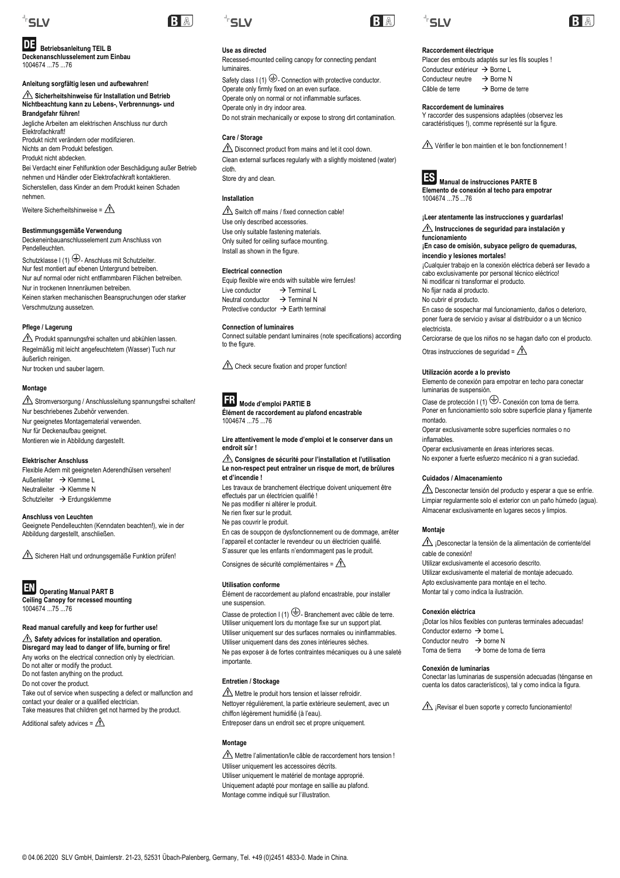## DE Betriebsanleitung TEIL B

**Deckenanschlusselement zum Einbau**
1004674 ...75 ...76

**Anleitung sorgfältig lesen und aufbewahren!**

**⚠ Sicherheitshinweise für Installation und Betrieb**
**Nichtbeachtung kann zu Lebens-, Verbrennungs- und Brandgefahr führen!**

Jegliche Arbeiten am elektrischen Anschluss nur durch Elektrofachkraft!
Produkt nicht verändern oder modifizieren.
Nichts an dem Produkt befestigen.
Produkt nicht abdecken.
Bei Verdacht einer Fehlfunktion oder Beschädigung außer Betrieb nehmen und Händler oder Elektrofachkraft kontaktieren.
Sicherstellen, dass Kinder an dem Produkt keinen Schaden nehmen.

Weitere Sicherheitshinweise = ⚠

**Bestimmungsgemäße Verwendung**

Deckeneinbauanschlusselement zum Anschluss von Pendelleuchten.
Schutzklasse I (1) ⏚ - Anschluss mit Schutzleiter.
Nur fest montiert auf ebenen Untergrund betreiben.
Nur auf normal oder nicht entflammbaren Flächen betreiben.
Nur in trockenen Innenräumen betreiben.
Keinen starken mechanischen Beanspruchungen oder starker Verschmutzung aussetzen.

**Pflege / Lagerung**

⚠ Produkt spannungsfrei schalten und abkühlen lassen.
Regelmäßig mit leicht angefeuchtetem (Wasser) Tuch nur äußerlich reinigen.
Nur trocken und sauber lagern.

**Montage**

⚠ Stromversorgung / Anschlussleitung spannungsfrei schalten!
Nur beschriebenes Zubehör verwenden.
Nur geeignetes Montagematerial verwenden.
Nur für Deckenaufbau geeignet.
Montieren wie in Abbildung dargestellt.

**Elektrischer Anschluss**

Flexible Adern mit geeigneten Aderendhülsen versehen!
Außenleiter → Klemme L
Neutralleiter → Klemme N
Schutzleiter → Erdungsklemme

**Anschluss von Leuchten**

Geeignete Pendelleuchten (Kenndaten beachten!), wie in der Abbildung dargestellt, anschließen.

⚠ Sicheren Halt und ordnungsgemäße Funktion prüfen!

## EN Operating Manual PART B

**Ceiling Canopy for recessed mounting**
1004674 ...75 ...76

**Read manual carefully and keep for further use!**

**⚠ Safety advices for installation and operation.**
**Disregard may lead to danger of life, burning or fire!**

Any works on the electrical connection only by electrician.
Do not alter or modify the product.
Do not fasten anything on the product.
Do not cover the product.
Take out of service when suspecting a defect or malfunction and contact your dealer or a qualified electrician.
Take measures that children get not harmed by the product.

Additional safety advices = ⚠

**Use as directed**

Recessed-mounted ceiling canopy for connecting pendant luminaires.
Safety class I (1) ⏚ - Connection with protective conductor.
Operate only firmly fixed on an even surface.
Operate only on normal or not inflammable surfaces.
Operate only in dry indoor area.
Do not strain mechanically or expose to strong dirt contamination.

**Care / Storage**

⚠ Disconnect product from mains and let it cool down.
Clean external surfaces regularly with a slightly moistened (water) cloth.
Store dry and clean.

**Installation**

⚠ Switch off mains / fixed connection cable!
Use only described accessories.
Use only suitable fastening materials.
Only suited for ceiling surface mounting.
Install as shown in the figure.

**Electrical connection**

Equip flexible wire ends with suitable wire ferrules!
Live conductor → Terminal L
Neutral conductor → Terminal N
Protective conductor → Earth terminal

**Connection of luminaires**

Connect suitable pendant luminaires (note specifications) according to the figure.

⚠ Check secure fixation and proper function!

## FR Mode d'emploi PARTIE B

**Élément de raccordement au plafond encastrable**
1004674 ...75 ...76

**Lire attentivement le mode d'emploi et le conserver dans un endroit sûr !**

**⚠ Consignes de sécurité pour l'installation et l'utilisation**
**Le non-respect peut entraîner un risque de mort, de brûlures et d'incendie !**

Les travaux de branchement électrique doivent uniquement être effectués par un électricien qualifié !
Ne pas modifier ni altérer le produit.
Ne rien fixer sur le produit.
Ne pas couvrir le produit.
En cas de soupçon de dysfonctionnement ou de dommage, arrêter l'appareil et contacter le revendeur ou un électricien qualifié.
S'assurer que les enfants n'endommagent pas le produit.

Consignes de sécurité complémentaires = ⚠

**Utilisation conforme**

Élément de raccordement au plafond encastrable, pour installer une suspension.
Classe de protection I (1) ⏚ - Branchement avec câble de terre.
Utiliser uniquement lors du montage fixe sur un support plat.
Utiliser uniquement sur des surfaces normales ou ininflammables.
Utiliser uniquement dans des zones intérieures sèches.
Ne pas exposer à de fortes contraintes mécaniques ou à une saleté importante.

**Entretien / Stockage**

⚠ Mettre le produit hors tension et laisser refroidir.
Nettoyer régulièrement, la partie extérieure seulement, avec un chiffon légèrement humidifié (à l'eau).
Entreposer dans un endroit sec et propre uniquement.

**Montage**

⚠ Mettre l'alimentation/le câble de raccordement hors tension !
Utiliser uniquement les accessoires décrits.
Utiliser uniquement le matériel de montage approprié.
Uniquement adapté pour montage en saillie au plafond.
Montage comme indiqué sur l'illustration.

**Raccordement électrique**

Placer des embouts adaptés sur les fils souples !
Conducteur extérieur → Borne L
Conducteur neutre → Borne N
Câble de terre → Borne de terre

**Raccordement de luminaires**

Y raccorder des suspensions adaptées (observez les caractéristiques !), comme représenté sur la figure.

⚠ Vérifier le bon maintien et le bon fonctionnement !

## ES Manual de instrucciones PARTE B

**Elemento de conexión al techo para empotrar**
1004674 ...75 ...76

**¡Leer atentamente las instrucciones y guardarlas!**

**⚠ Instrucciones de seguridad para instalación y funcionamiento**
**¡En caso de omisión, subyace peligro de quemaduras, incendio y lesiones mortales!**

¡Cualquier trabajo en la conexión eléctrica deberá ser llevado a cabo exclusivamente por personal técnico eléctrico!
Ni modificar ni transformar el producto.
No fijar nada al producto.
No cubrir el producto.
En caso de sospechar mal funcionamiento, daños o deterioro, poner fuera de servicio y avisar al distribuidor o a un técnico electricista.
Cerciorarse de que los niños no se hagan daño con el producto.

Otras instrucciones de seguridad = ⚠

**Utilización acorde a lo previsto**

Elemento de conexión para empotrar en techo para conectar luminarias de suspensión.
Clase de protección I (1) ⏚ - Conexión con toma de tierra.
Poner en funcionamiento solo sobre superficie plana y fijamente montado.
Operar exclusivamente sobre superficies normales o no inflamables.
Operar exclusivamente en áreas interiores secas.
No exponer a fuerte esfuerzo mecánico ni a gran suciedad.

**Cuidados / Almacenamiento**

⚠ Desconectar tensión del producto y esperar a que se enfríe.
Limpiar regularmente solo el exterior con un paño húmedo (agua).
Almacenar exclusivamente en lugares secos y limpios.

**Montaje**

⚠ ¡Desconectar la tensión de la alimentación de corriente/del cable de conexión!
Utilizar exclusivamente el accesorio descrito.
Utilizar exclusivamente el material de montaje adecuado.
Apto exclusivamente para montaje en el techo.
Montar tal y como indica la ilustración.

**Conexión eléctrica**

¡Dotar los hilos flexibles con punteras terminales adecuadas!
Conductor externo → borne L
Conductor neutro → borne N
Toma de tierra → borne de toma de tierra

**Conexión de luminarias**

Conectar las luminarias de suspensión adecuadas (ténganse en cuenta los datos característicos), tal y como indica la figura.

⚠ ¡Revisar el buen soporte y correcto funcionamiento!

© 04.06.2020 SLV GmbH, Daimlerstr. 21-23, 52531 Übach-Palenberg, Germany, Tel. +49 (0)2451 4833-0. Made in China.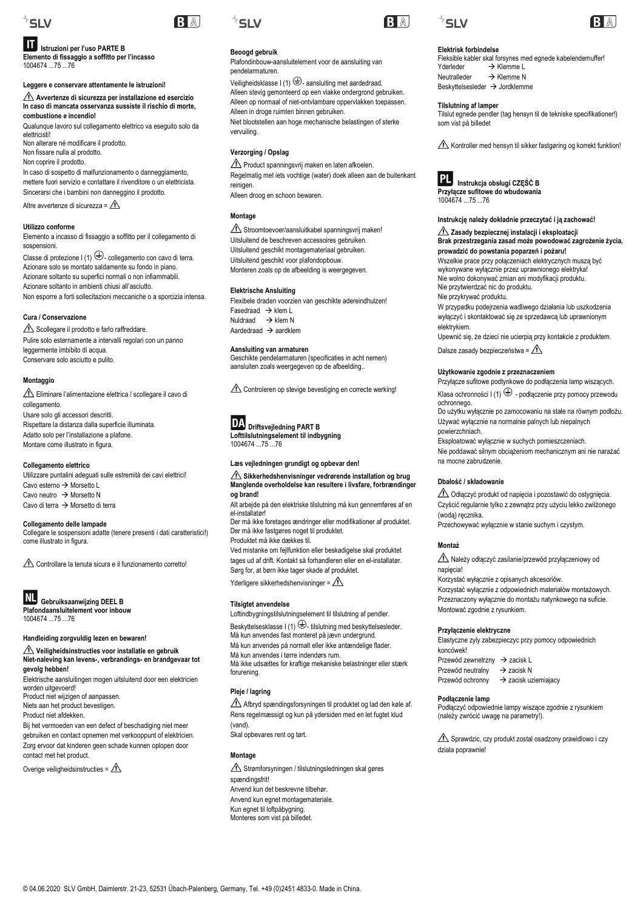# IT Istruzioni per l'uso PARTE B

**Elemento di fissaggio a soffitto per l'incasso**
1004674 ...75 ...76

**Leggere e conservare attentamente le istruzioni!**

⚠ **Avvertenze di sicurezza per installazione ed esercizio**
**In caso di mancata osservanza sussiste il rischio di morte, combustione e incendio!**

Qualunque lavoro sul collegamento elettrico va eseguito solo da elettricisti!
Non alterare né modificare il prodotto.
Non fissare nulla al prodotto.
Non coprire il prodotto.
In caso di sospetto di malfunzionamento o danneggiamento, mettere fuori servizio e contattare il rivenditore o un elettricista.
Sincerarsi che i bambini non danneggino il prodotto.

Altre avvertenze di sicurezza = ⚠

### Utilizzo conforme

Elemento a incasso di fissaggio a soffitto per il collegamento di sospensioni.
Classe di protezione I (1) ⏚- collegamento con cavo di terra.
Azionare solo se montato saldamente su fondo in piano.
Azionare soltanto su superfici normali o non infiammabili.
Azionare soltanto in ambienti chiusi all'asciutto.
Non esporre a forti sollecitazioni meccaniche o a sporcizia intensa.

### Cura / Conservazione

⚠ Scollegare il prodotto e farlo raffreddare.
Pulire solo esternamente a intervalli regolari con un panno leggermente imbibito di acqua.
Conservare solo asciutto e pulito.

### Montaggio

⚠ Eliminare l'alimentazione elettrica / scollegare il cavo di collegamento.
Usare solo gli accessori descritti.
Rispettare la distanza dalla superficie illuminata.
Adatto solo per l'installazione a plafone.
Montare come illustrato in figura.

### Collegamento elettrico

Utilizzare puntalini adeguati sulle estremità dei cavi elettrici!
Cavo esterno → Morsetto L
Cavo neutro → Morsetto N
Cavo di terra → Morsetto di terra

### Collegamento delle lampade

Collegare le sospensioni adatte (tenere presenti i dati caratteristici!) come illustrato in figura.

⚠ Controllare la tenuta sicura e il funzionamento corretto!

# NL Gebruiksaanwijzing DEEL B

**Plafondaansluitelement voor inbouw**
1004674 ...75 ...76

**Handleiding zorgvuldig lezen en bewaren!**

⚠ **Veiligheidsinstructies voor installatie en gebruik**
**Niet-naleving kan levens-, verbrandings- en brandgevaar tot gevolg hebben!**

Elektrische aansluitingen mogen uitsluitend door een elektricien worden uitgevoerd!
Product niet wijzigen of aanpassen.
Niets aan het product bevestigen.
Product niet afdekken.
Bij het vermoeden van een defect of beschadiging niet meer gebruiken en contact opnemen met verkooppunt of elektricien.
Zorg ervoor dat kinderen geen schade kunnen oplopen door contact met het product.

Overige veiligheidsinstructies = ⚠

### Beoogd gebruik

Plafondinbouw-aansluitelement voor de aansluiting van pendelarmaturen.
Veiligheidsklasse I (1) ⏚- aansluiting met aardedraad.
Alleen stevig gemonteerd op een vlakke ondergrond gebruiken.
Alleen op normaal of niet-ontvlambare oppervlakken toepassen.
Alleen in droge ruimten binnen gebruiken.
Niet blootstellen aan hoge mechanische belastingen of sterke vervuiling.

### Verzorging / Opslag

⚠ Product spanningsvrij maken en laten afkoelen.
Regelmatig met iets vochtige (water) doek alleen aan de buitenkant reinigen.
Alleen droog en schoon bewaren.

### Montage

⚠ Stroomtoevoer/aansluitkabel spanningsvrij maken!
Uitsluitend de beschreven accessoires gebruiken.
Uitsluitend geschikt montagemateriaal gebruiken.
Uitsluitend geschikt voor plafondopbouw.
Monteren zoals op de afbeelding is weergegeven.

### Elektrische Ansluiting

Flexibele draden voorzien van geschikte adereindhulzen!
Fasedraad → klem L
Nuldraad → klem N
Aardedraad → aardklem

### Aansluiting van armaturen

Geschikte pendelarmaturen (specificaties in acht nemen) aansluiten zoals weergegeven op de afbeelding..

⚠ Controleren op stevige bevestiging en correcte werking!

# DA Driftsvejledning PART B

**Lofttilslutningselement til indbygning**
1004674 ...75 ...76

**Læs vejledningen grundigt og opbevar den!**

⚠ **Sikkerhedshenvisninger vedrørende installation og brug**
**Manglende overholdelse kan resultere i livsfare, forbrændinger og brand!**

Alt arbejde på den elektriske tilslutning må kun gennemføres af en el-installatør!
Der må ikke foretages ændringer eller modifikationer af produktet.
Der må ikke fastgøres noget til produktet.
Produktet må ikke dækkes til.
Ved mistanke om fejlfunktion eller beskadigelse skal produktet tages ud af drift. Kontakt så forhandleren eller en el-installatør.
Sørg for, at børn ikke tager skade af produktet.

Yderligere sikkerhedshenvisninger = ⚠

### Tilsigtet anvendelse

Loftindbygningstilslutningselement til tilslutning af pendler.
Beskyttelsesklasse I (1) ⏚- tilslutning med beskyttelsesleder.
Må kun anvendes fast monteret på jævn undergrund.
Må kun anvendes på normalt eller ikke antændelige flader.
Må kun anvendes i tørre indendørs rum.
Må ikke udsættes for kraftige mekaniske belastninger eller stærk forurening.

### Pleje / lagring

⚠ Afbryd spændingsforsyningen til produktet og lad den køle af.
Rens regelmæssigt og kun på ydersiden med en let fugtet klud (vand).
Skal opbevares rent og tørt.

### Montage

⚠ Strømforsyningen / tilslutningsledningen skal gøres spændingsfrit!
Anvend kun det beskrevne tilbehør.
Anvend kun egnet montagemateriale.
Kun egnet til loftpåbygning.
Monteres som vist på billedet.

### Elektrisk forbindelse

Fleksible kabler skal forsynes med egnede kabelendemuffer!
Yderleder → Klemme L
Neutralleder → Klemme N
Beskyttelsesleder → Jordklemme

### Tilslutning af lamper

Tilslut egnede pendler (tag hensyn til de tekniske specifikationer!) som vist på billedet

⚠ Kontroller med hensyn til sikker fastgøring og korrekt funktion!

# PL Instrukcja obsługi CZĘŚĆ B

**Przyłącze sufitowe do wbudowania**
1004674 ...75 ...76

**Instrukcję należy dokładnie przeczytać i ją zachować!**

⚠ **Zasady bezpiecznej instalacji i eksploatacji**
**Brak przestrzegania zasad może powodować zagrożenie życia, prowadzić do powstania poparzeń i pożaru!**

Wszelkie prace przy połączeniach elektrycznych muszą być wykonywane przez uprawnionego elektryka!
Nie wolno dokonywać zmian ani modyfikacji produktu.
Nie przytwierdzać nic do produktu.
Nie przykrywać produktu.
W przypadku podejrzenia wadliwego działania lub uszkodzenia wyłączyć i skontaktować się ze sprzedawcą lub uprawnionym elektrykiem.
Upewnić się, że dzieci nie ucierpią przy kontakcie z produktem.

Dalsze zasady bezpieczeństwa = ⚠

### Użytkowanie zgodnie z przeznaczeniem

Przyłącze sufitowe podtynkowe do podłączenia lamp wiszących.
Klasa ochronności I (1) ⏚ - podłączenie przy pomocy przewodu ochronnego.
Do użytku wyłącznie po zamocowaniu na stałe na równym podłożu.
Używać wyłącznie na normalnie palnych lub niepalnych powierzchniach.
Eksploatować wyłącznie w suchych pomieszczeniach.
Nie poddawać silnym obciążeniom mechanicznym ani nie narażać na mocne zabrudzenie.

### Dbałość / składowanie

⚠ Odłączyć produkt od napięcia i pozostawić do ostygnięcia.
Czyścić regularnie tylko z zewnątrz przy użyciu lekko zwilżonego (wodą) ręcznika.
Przechowywać wyłącznie w stanie suchym i czystym.

### Montaż

⚠ Należy odłączyć zasilanie/przewód przyłączeniowy od napięcia!
Korzystać wyłącznie z opisanych akcesoriów.
Korzystać wyłącznie z odpowiednich materiałów montażowych.
Przeznaczony wyłącznie do montażu natynkowego na suficie.
Montować zgodnie z rysunkiem.

### Przyłączenie elektryczne

Elastyczne żyły zabezpieczyć przy pomocy odpowiednich końcówek!
Przewód zewnetrzny → zacisk L
Przewód neutralny → zacisk N
Przewód ochronny → zacisk uziemiajacy

### Podłączenie lamp

Podłączyć odpowiednie lampy wiszące zgodnie z rysunkiem (należy zwrócić uwagę na parametry!).

⚠ Sprawdzic, czy produkt został osadzony prawidlowo i czy działa poprawnie!

© 04.06.2020 SLV GmbH, Daimlerstr. 21-23, 52531 Übach-Palenberg, Germany, Tel. +49 (0)2451 4833-0. Made in China.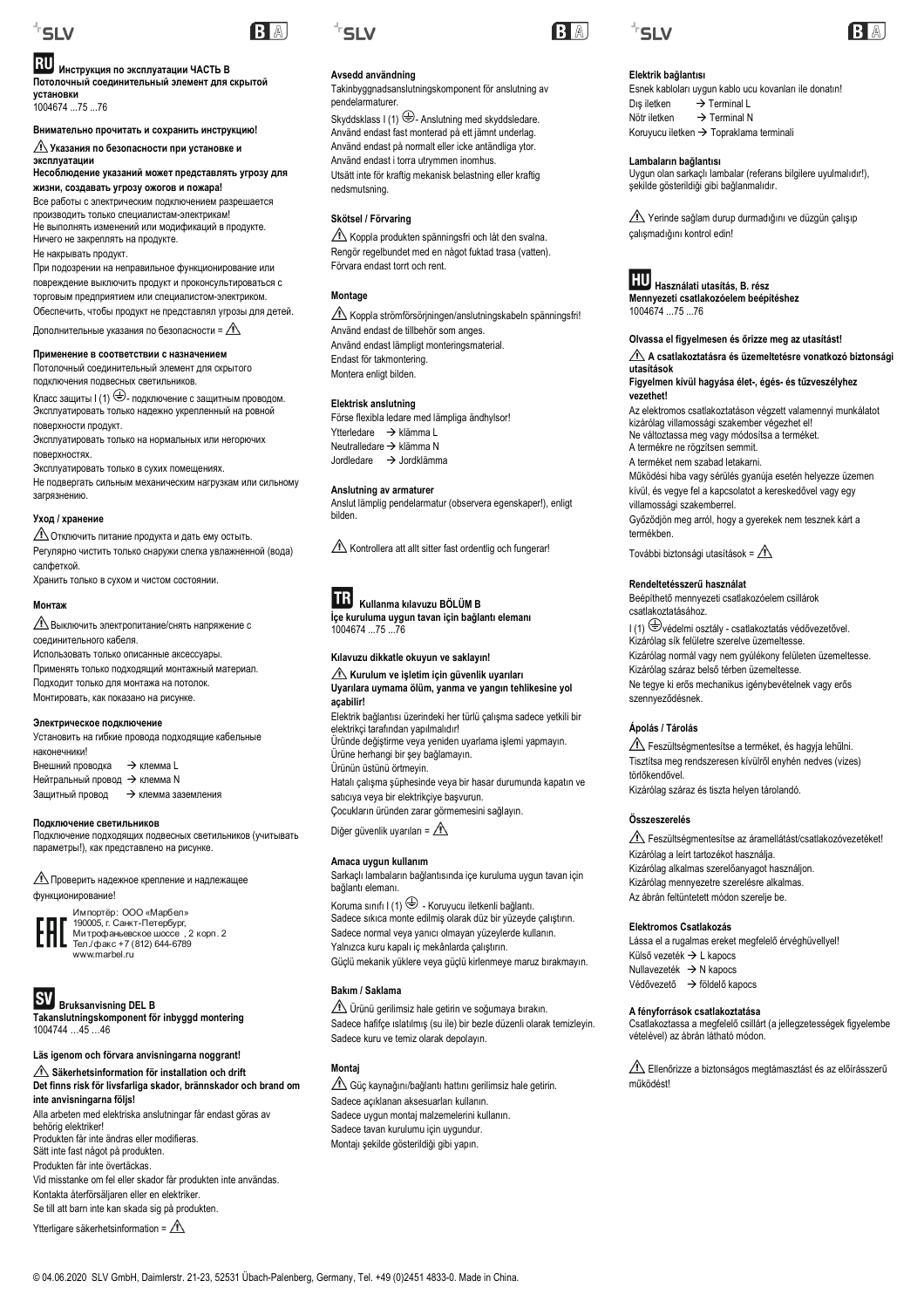## RU Инструкция по эксплуатации ЧАСТЬ B

**Потолочный соединительный элемент для скрытой установки**
1004674 ...75 ...76

**Внимательно прочитать и сохранить инструкцию!**

### ⚠ Указания по безопасности при установке и эксплуатации

**Несоблюдение указаний может представлять угрозу для жизни, создавать угрозу ожогов и пожара!**

Все работы с электрическим подключением разрешается производить только специалистам-электрикам!
Не выполнять изменений или модификаций в продукте.
Ничего не закреплять на продукте.
Не накрывать продукт.
При подозрении на неправильное функционирование или повреждение выключить продукт и проконсультироваться с торговым предприятием или специалистом-электриком.
Обеспечить, чтобы продукт не представлял угрозы для детей.

Дополнительные указания по безопасности = ⚠

**Применение в соответствии с назначением**

Потолочный соединительный элемент для скрытого подключения подвесных светильников.
Класс защиты I (1) ⏚- подключение с защитным проводом.
Эксплуатировать только надежно укрепленный на ровной поверхности продукт.
Эксплуатировать только на нормальных или негорючих поверхностях.
Эксплуатировать только в сухих помещениях.
Не подвергать сильным механическим нагрузкам или сильному загрязнению.

**Уход / хранение**

⚠ Отключить питание продукта и дать ему остыть.
Регулярно чистить только снаружи слегка увлажненной (вода) салфеткой.
Хранить только в сухом и чистом состоянии.

**Монтаж**

⚠ Выключить электропитание/снять напряжение с соединительного кабеля.
Использовать только описанные аксессуары.
Применять только подходящий монтажный материал.
Подходит только для монтажа на потолок.
Монтировать, как показано на рисунке.

**Электрическое подключение**

Установить на гибкие провода подходящие кабельные наконечники!
Внешний проводка → клемма L
Нейтральный провод → клемма N
Защитный провод → клемма заземления

**Подключение светильников**

Подключение подходящих подвесных светильников (учитывать параметры!), как представлено на рисунке.

⚠ Проверить надежное крепление и надлежащее функционирование!

EAC Импортёр: ООО «Марбел»
190005, г. Санкт-Петербург,
Митрофаньевское шоссе , 2 корп. 2
Тел./факс +7 (812) 644-6789
www.marbel.ru

## SV Bruksanvisning DEL B

**Takanslutningskomponent för inbyggd montering**
1004744 …45 …46

**Läs igenom och förvara anvisningarna noggrant!**

### ⚠ Säkerhetsinformation för installation och drift

**Det finns risk för livsfarliga skador, brännskador och brand om inte anvisningarna följs!**

Alla arbeten med elektriska anslutningar får endast göras av behörig elektriker!
Produkten får inte ändras eller modifieras.
Sätt inte fast något på produkten.
Produkten får inte övertäckas.
Vid misstanke om fel eller skador får produkten inte användas.
Kontakta återförsäljaren eller en elektriker.
Se till att barn inte kan skada sig på produkten.

Ytterligare säkerhetsinformation = ⚠

**Avsedd användning**

Takinbyggnadsanslutningskomponent för anslutning av pendelarmaturer.
Skyddsklass I (1) ⏚- Anslutning med skyddsledare.
Använd endast fast monterad på ett jämnt underlag.
Använd endast på normalt eller icke antändliga ytor.
Använd endast i torra utrymmen inomhus.
Utsätt inte för kraftig mekanisk belastning eller kraftig nedsmutsning.

**Skötsel / Förvaring**

⚠ Koppla produkten spänningsfri och låt den svalna.
Rengör regelbundet med en något fuktad trasa (vatten).
Förvara endast torrt och rent.

**Montage**

⚠ Koppla strömförsörjningen/anslutningskabeln spänningsfri!
Använd endast de tillbehör som anges.
Använd endast lämpligt monteringsmaterial.
Endast för takmontering.
Montera enligt bilden.

**Elektrisk anslutning**

Förse flexibla ledare med lämpliga ändhylsor!
Ytterledare → klämma L
Neutralledare → klämma N
Jordledare → Jordklämma

**Anslutning av armaturer**

Anslut lämplig pendelarmatur (observera egenskaper!), enligt bilden.

⚠ Kontrollera att allt sitter fast ordentlig och fungerar!

## TR Kullanma kılavuzu BÖLÜM B

**İçe kuruluma uygun tavan için bağlantı elemanı**
1004674 ...75 ...76

**Kılavuzu dikkatle okuyun ve saklayın!**

### ⚠ Kurulum ve işletim için güvenlik uyarıları

**Uyarılara uymama ölüm, yanma ve yangın tehlikesine yol açabilir!**

Elektrik bağlantısı üzerindeki her türlü çalışma sadece yetkili bir elektrikçi tarafından yapılmalıdır!
Üründe değiştirme veya yeniden uyarlama işlemi yapmayın.
Ürüne herhangi bir şey bağlamayın.
Ürünün üstünü örtmeyin.
Hatalı çalışma şüphesinde veya bir hasar durumunda kapatın ve satıcıya veya bir elektrikçiye başvurun.
Çocukların üründen zarar görmemesini sağlayın.

Diğer güvenlik uyarıları = ⚠

**Amaca uygun kullanım**

Sarkaçlı lambaların bağlantısında içe kuruluma uygun tavan için bağlantı elemanı.
Koruma sınıfı I (1) ⏚ - Koruyucu iletkenli bağlantı.
Sadece sıkıca monte edilmiş olarak düz bir yüzeyde çalıştırın.
Sadece normal veya yanıcı olmayan yüzeylerde kullanın.
Yalnızca kuru kapalı iç mekânlarda çalıştırın.
Güçlü mekanik yüklere veya güçlü kirlenmeye maruz bırakmayın.

**Bakım / Saklama**

⚠ Ürünü gerilimsiz hale getirin ve soğumaya bırakın.
Sadece hafifçe ıslatılmış (su ile) bir bezle düzenli olarak temizleyin.
Sadece kuru ve temiz olarak depolayın.

**Montaj**

⚠ Güç kaynağını/bağlantı hattını gerilimsiz hale getirin.
Sadece açıklanan aksesuarları kullanın.
Sadece uygun montaj malzemelerini kullanın.
Sadece tavan kurulumu için uygundur.
Montajı şekilde gösterildiği gibi yapın.

**Elektrik bağlantısı**

Esnek kabloları uygun kablo ucu kovanları ile donatın!
Dış iletken → Terminal L
Nötr iletken → Terminal N
Koruyucu iletken → Topraklama terminali

**Lambaların bağlantısı**

Uygun olan sarkaçlı lambalar (referans bilgilere uyulmalıdır!), şekilde gösterildiği gibi bağlanmalıdır.

⚠ Yerinde sağlam durup durmadığını ve düzgün çalışıp çalışmadığını kontrol edin!

## HU Használati utasítás, B. rész

**Mennyezeti csatlakozóelem beépítéshez**
1004674 ...75 ...76

**Olvassa el figyelmesen és őrizze meg az utasítást!**

### ⚠ A csatlakoztatásra és üzemeltetésre vonatkozó biztonsági utasítások

**Figyelmen kívül hagyása élet-, égés- és tűzveszélyhez vezethet!**

Az elektromos csatlakoztatáson végzett valamennyi munkálatot kizárólag villamossági szakember végezhet el!
Ne változtassa meg vagy módosítsa a terméket.
A termékre ne rögzítsen semmit.
A terméket nem szabad letakarni.
Működési hiba vagy sérülés gyanúja esetén helyezze üzemen kívül, és vegye fel a kapcsolatot a kereskedővel vagy egy villamossági szakemberrel.
Győződjön meg arról, hogy a gyerekek nem tesznek kárt a termékben.

További biztonsági utasítások = ⚠

**Rendeltetésszerű használat**

Beépíthető mennyezeti csatlakozóelem csillárok csatlakoztatásához.
I (1) ⏚védelmi osztály - csatlakoztatás védővezetővel.
Kizárólag sík felületre szerelve üzemeltesse.
Kizárólag normál vagy nem gyúlékony felületen üzemeltesse.
Kizárólag száraz belső térben üzemeltesse.
Ne tegye ki erős mechanikus igénybevételnek vagy erős szennyeződésnek.

**Ápolás / Tárolás**

⚠ Feszültségmentesítse a terméket, és hagyja lehűlni.
Tisztítsa meg rendszeresen kívülről enyhén nedves (vizes) törlőkendővel.
Kizárólag száraz és tiszta helyen tárolandó.

**Összeszerelés**

⚠ Feszültségmentesítse az áramellátást/csatlakozóvezetéket!
Kizárólag a leírt tartozékot használja.
Kizárólag alkalmas szerelőanyagot használjon.
Kizárólag mennyezetre szerelésre alkalmas.
Az ábrán feltüntetett módon szerelje be.

**Elektromos Csatlakozás**

Lássa el a rugalmas ereket megfelelő érvéghüvellyel!
Külső vezeték → L kapocs
Nullavezeték → N kapocs
Védővezető → földelő kapocs

**A fényforrások csatlakoztatása**

Csatlakoztassa a megfelelő csillárt (a jellegzetességek figyelembe vételével) az ábrán látható módon.

⚠ Ellenőrizze a biztonságos megtámasztást és az előírásszerű működést!

© 04.06.2020 SLV GmbH, Daimlerstr. 21-23, 52531 Übach-Palenberg, Germany, Tel. +49 (0)2451 4833-0. Made in China.